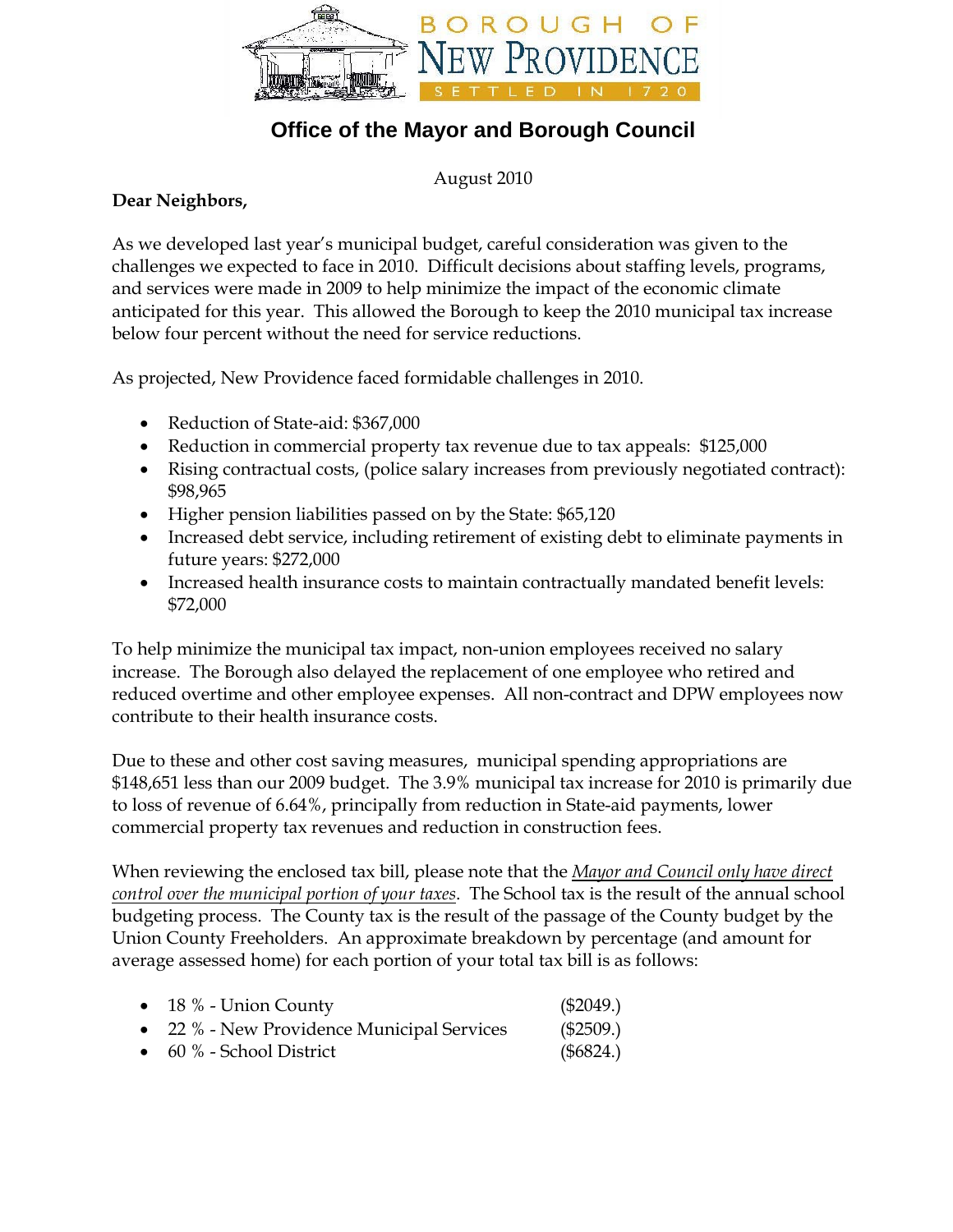# BOROUGH OF NEW PROVIDENCE

SETTLED IN 1720

## Office of the Mayor and Borough Council

August 2010

**Dear Neighbors,**

As we developed last year's municipal budget, careful consideration was given to the challenges we expected to face in 2010. Difficult decisions about staffing levels, programs, and services were made in 2009 to help minimize the impact of the economic climate anticipated for this year. This allowed the Borough to keep the 2010 municipal tax increase below four percent without the need for service reductions.

As projected, New Providence faced formidable challenges in 2010.

- Reduction of State-aid: $367,000
- Reduction in commercial property tax revenue due to tax appeals: $125,000
- Rising contractual costs, (police salary increases from previously negotiated contract): $98,965
- Higher pension liabilities passed on by the State: $65,120
- Increased debt service, including retirement of existing debt to eliminate payments in future years: $272,000
- Increased health insurance costs to maintain contractually mandated benefit levels: $72,000

To help minimize the municipal tax impact, non-union employees received no salary increase. The Borough also delayed the replacement of one employee who retired and reduced overtime and other employee expenses. All non-contract and DPW employees now contribute to their health insurance costs.

Due to these and other cost saving measures, municipal spending appropriations are $148,651 less than our 2009 budget. The 3.9% municipal tax increase for 2010 is primarily due to loss of revenue of 6.64%, principally from reduction in State-aid payments, lower commercial property tax revenues and reduction in construction fees.

When reviewing the enclosed tax bill, please note that the *Mayor and Council only have direct control over the municipal portion of your taxes*. The School tax is the result of the annual school budgeting process. The County tax is the result of the passage of the County budget by the Union County Freeholders. An approximate breakdown by percentage (and amount for average assessed home) for each portion of your total tax bill is as follows:

- 18 % - Union County ($2049.)
- 22 % - New Providence Municipal Services ($2509.)
- 60 % - School District ($6824.)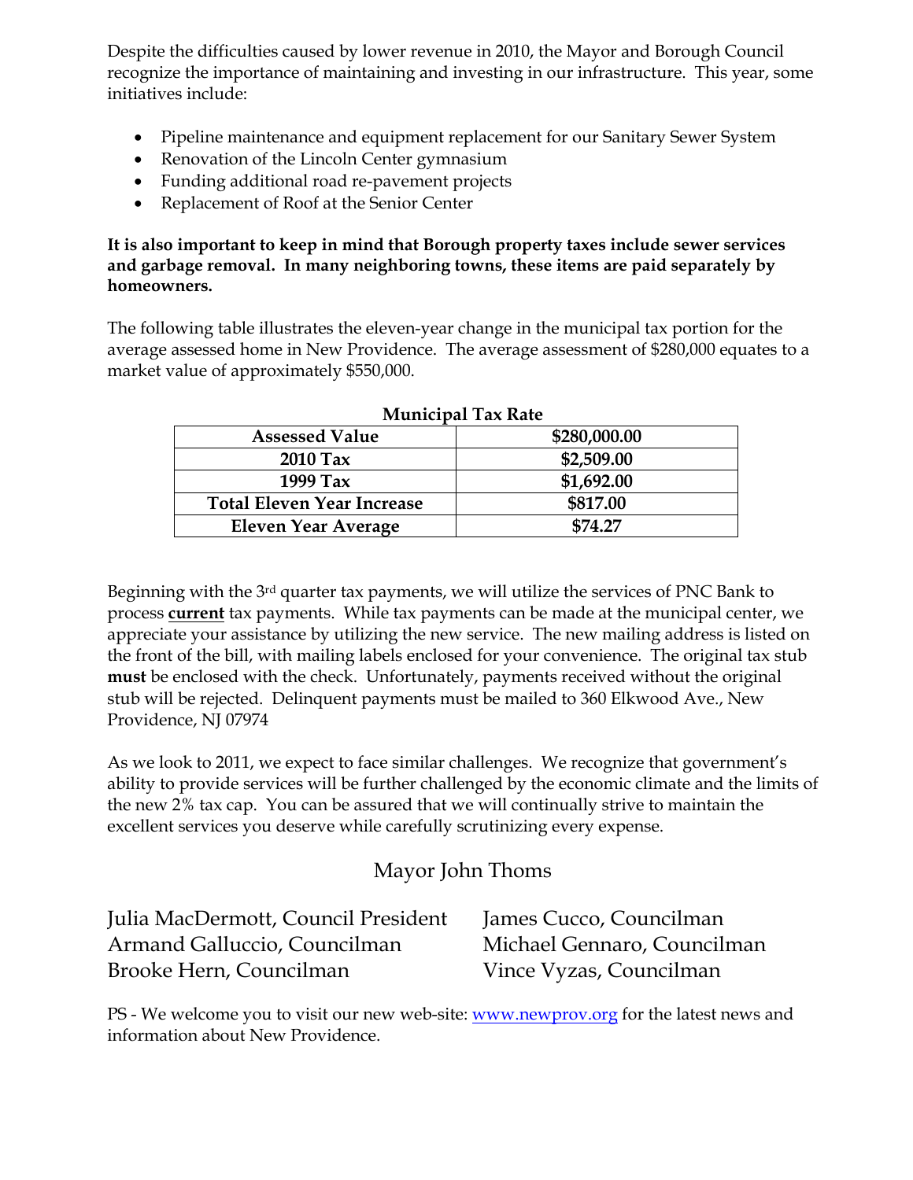Despite the difficulties caused by lower revenue in 2010, the Mayor and Borough Council recognize the importance of maintaining and investing in our infrastructure. This year, some initiatives include:

- Pipeline maintenance and equipment replacement for our Sanitary Sewer System
- Renovation of the Lincoln Center gymnasium
- Funding additional road re-pavement projects
- Replacement of Roof at the Senior Center

**It is also important to keep in mind that Borough property taxes include sewer services and garbage removal. In many neighboring towns, these items are paid separately by homeowners.**

The following table illustrates the eleven-year change in the municipal tax portion for the average assessed home in New Providence. The average assessment of $280,000 equates to a market value of approximately $550,000.

**Municipal Tax Rate**

| | |
|---|---|
| **Assessed Value** | **$280,000.00** |
| **2010 Tax** | **$2,509.00** |
| **1999 Tax** | **$1,692.00** |
| **Total Eleven Year Increase** | **$817.00** |
| **Eleven Year Average** | **$74.27** |

Beginning with the 3rd quarter tax payments, we will utilize the services of PNC Bank to process **current** tax payments. While tax payments can be made at the municipal center, we appreciate your assistance by utilizing the new service. The new mailing address is listed on the front of the bill, with mailing labels enclosed for your convenience. The original tax stub **must** be enclosed with the check. Unfortunately, payments received without the original stub will be rejected. Delinquent payments must be mailed to 360 Elkwood Ave., New Providence, NJ 07974

As we look to 2011, we expect to face similar challenges. We recognize that government's ability to provide services will be further challenged by the economic climate and the limits of the new 2% tax cap. You can be assured that we will continually strive to maintain the excellent services you deserve while carefully scrutinizing every expense.

Mayor John Thoms

Julia MacDermott, Council President
Armand Galluccio, Councilman
Brooke Hern, Councilman
James Cucco, Councilman
Michael Gennaro, Councilman
Vince Vyzas, Councilman

PS - We welcome you to visit our new web-site: www.newprov.org for the latest news and information about New Providence.